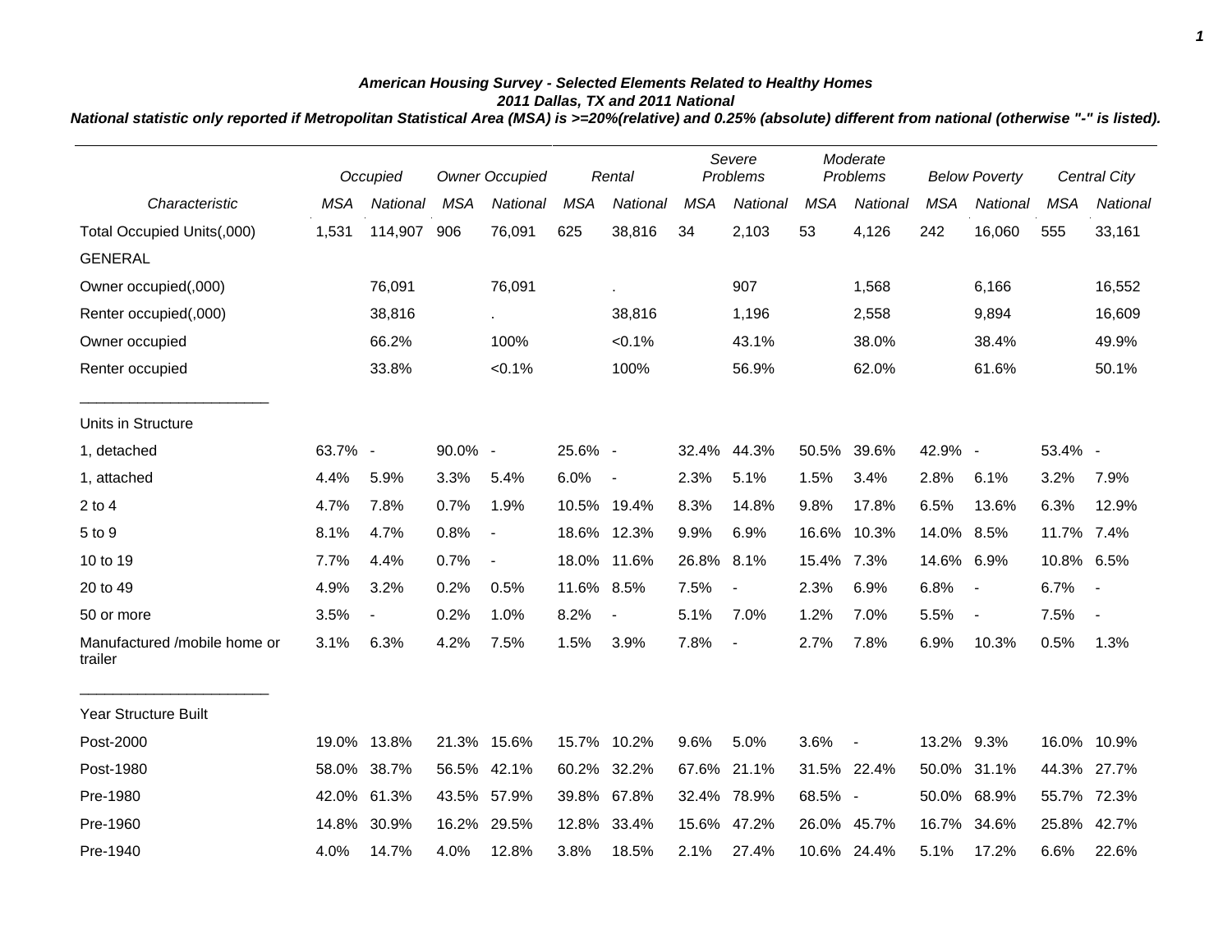# American Housing Survey - Selected Elements Related to Healthy Homes

## 2011 Dallas, TX and 2011 National

***National statistic only reported if Metropolitan Statistical Area (MSA) is >=20%(relative) and 0.25% (absolute) different from national (otherwise "-" is listed).***

| | *Occupied* | | *Owner Occupied* | | *Rental* | | *Severe Problems* | | *Moderate Problems* | | *Below Poverty* | | *Central City* | |
|---|---|---|---|---|---|---|---|---|---|---|---|---|---|---|
| *Characteristic* | *MSA* | *National* | *MSA* | *National* | *MSA* | *National* | *MSA* | *National* | *MSA* | *National* | *MSA* | *National* | *MSA* | *National* |
| Total Occupied Units(,000) | 1,531 | 114,907 | 906 | 76,091 | 625 | 38,816 | 34 | 2,103 | 53 | 4,126 | 242 | 16,060 | 555 | 33,161 |
| GENERAL | | | | | | | | | | | | | | |
| Owner occupied(,000) | | 76,091 | | 76,091 | | . | | 907 | | 1,568 | | 6,166 | | 16,552 |
| Renter occupied(,000) | | 38,816 | | . | | 38,816 | | 1,196 | | 2,558 | | 9,894 | | 16,609 |
| Owner occupied | | 66.2% | | 100% | | <0.1% | | 43.1% | | 38.0% | | 38.4% | | 49.9% |
| Renter occupied | | 33.8% | | <0.1% | | 100% | | 56.9% | | 62.0% | | 61.6% | | 50.1% |
| Units in Structure | | | | | | | | | | | | | | |
| 1, detached | 63.7% | - | 90.0% | - | 25.6% | - | 32.4% | 44.3% | 50.5% | 39.6% | 42.9% | - | 53.4% | - |
| 1, attached | 4.4% | 5.9% | 3.3% | 5.4% | 6.0% | - | 2.3% | 5.1% | 1.5% | 3.4% | 2.8% | 6.1% | 3.2% | 7.9% |
| 2 to 4 | 4.7% | 7.8% | 0.7% | 1.9% | 10.5% | 19.4% | 8.3% | 14.8% | 9.8% | 17.8% | 6.5% | 13.6% | 6.3% | 12.9% |
| 5 to 9 | 8.1% | 4.7% | 0.8% | - | 18.6% | 12.3% | 9.9% | 6.9% | 16.6% | 10.3% | 14.0% | 8.5% | 11.7% | 7.4% |
| 10 to 19 | 7.7% | 4.4% | 0.7% | - | 18.0% | 11.6% | 26.8% | 8.1% | 15.4% | 7.3% | 14.6% | 6.9% | 10.8% | 6.5% |
| 20 to 49 | 4.9% | 3.2% | 0.2% | 0.5% | 11.6% | 8.5% | 7.5% | - | 2.3% | 6.9% | 6.8% | - | 6.7% | - |
| 50 or more | 3.5% | - | 0.2% | 1.0% | 8.2% | - | 5.1% | 7.0% | 1.2% | 7.0% | 5.5% | - | 7.5% | - |
| Manufactured /mobile home or trailer | 3.1% | 6.3% | 4.2% | 7.5% | 1.5% | 3.9% | 7.8% | - | 2.7% | 7.8% | 6.9% | 10.3% | 0.5% | 1.3% |
| Year Structure Built | | | | | | | | | | | | | | |
| Post-2000 | 19.0% | 13.8% | 21.3% | 15.6% | 15.7% | 10.2% | 9.6% | 5.0% | 3.6% | - | 13.2% | 9.3% | 16.0% | 10.9% |
| Post-1980 | 58.0% | 38.7% | 56.5% | 42.1% | 60.2% | 32.2% | 67.6% | 21.1% | 31.5% | 22.4% | 50.0% | 31.1% | 44.3% | 27.7% |
| Pre-1980 | 42.0% | 61.3% | 43.5% | 57.9% | 39.8% | 67.8% | 32.4% | 78.9% | 68.5% | - | 50.0% | 68.9% | 55.7% | 72.3% |
| Pre-1960 | 14.8% | 30.9% | 16.2% | 29.5% | 12.8% | 33.4% | 15.6% | 47.2% | 26.0% | 45.7% | 16.7% | 34.6% | 25.8% | 42.7% |
| Pre-1940 | 4.0% | 14.7% | 4.0% | 12.8% | 3.8% | 18.5% | 2.1% | 27.4% | 10.6% | 24.4% | 5.1% | 17.2% | 6.6% | 22.6% |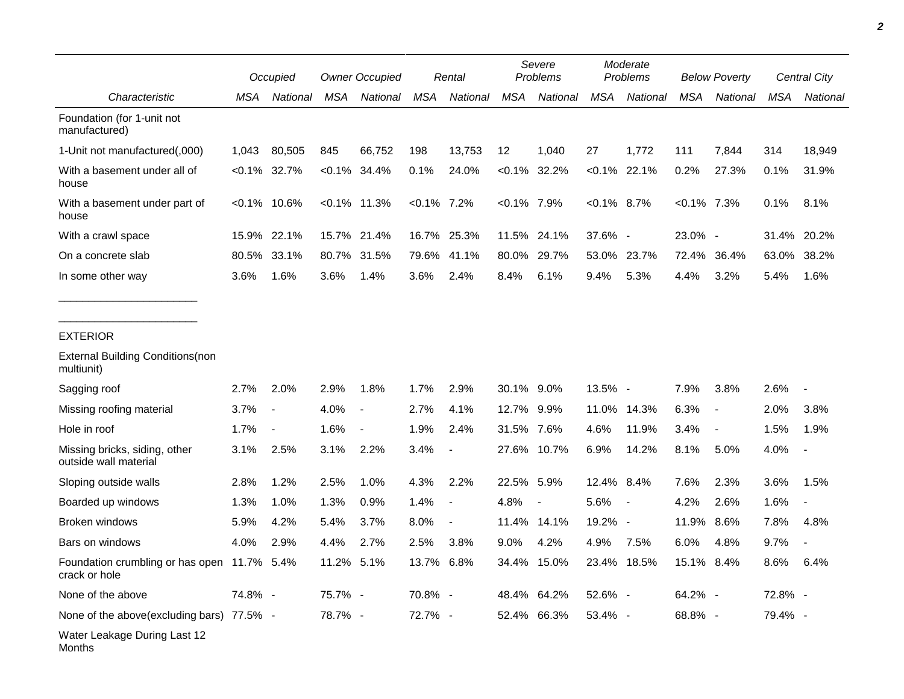| | Occupied | | Owner Occupied | | Rental | | Severe Problems | | Moderate Problems | | Below Poverty | | Central City | |
|---|---|---|---|---|---|---|---|---|---|---|---|---|---|---|
| Characteristic | MSA | National | MSA | National | MSA | National | MSA | National | MSA | National | MSA | National | MSA | National |
| Foundation (for 1-unit not manufactured) | | | | | | | | | | | | | | |
| 1-Unit not manufactured(,000) | 1,043 | 80,505 | 845 | 66,752 | 198 | 13,753 | 12 | 1,040 | 27 | 1,772 | 111 | 7,844 | 314 | 18,949 |
| With a basement under all of house | <0.1% | 32.7% | <0.1% | 34.4% | 0.1% | 24.0% | <0.1% | 32.2% | <0.1% | 22.1% | 0.2% | 27.3% | 0.1% | 31.9% |
| With a basement under part of house | <0.1% | 10.6% | <0.1% | 11.3% | <0.1% | 7.2% | <0.1% | 7.9% | <0.1% | 8.7% | <0.1% | 7.3% | 0.1% | 8.1% |
| With a crawl space | 15.9% | 22.1% | 15.7% | 21.4% | 16.7% | 25.3% | 11.5% | 24.1% | 37.6% | - | 23.0% | - | 31.4% | 20.2% |
| On a concrete slab | 80.5% | 33.1% | 80.7% | 31.5% | 79.6% | 41.1% | 80.0% | 29.7% | 53.0% | 23.7% | 72.4% | 36.4% | 63.0% | 38.2% |
| In some other way | 3.6% | 1.6% | 3.6% | 1.4% | 3.6% | 2.4% | 8.4% | 6.1% | 9.4% | 5.3% | 4.4% | 3.2% | 5.4% | 1.6% |
| EXTERIOR | | | | | | | | | | | | | | |
| External Building Conditions(non multiunit) | | | | | | | | | | | | | | |
| Sagging roof | 2.7% | 2.0% | 2.9% | 1.8% | 1.7% | 2.9% | 30.1% | 9.0% | 13.5% | - | 7.9% | 3.8% | 2.6% | - |
| Missing roofing material | 3.7% | - | 4.0% | - | 2.7% | 4.1% | 12.7% | 9.9% | 11.0% | 14.3% | 6.3% | - | 2.0% | 3.8% |
| Hole in roof | 1.7% | - | 1.6% | - | 1.9% | 2.4% | 31.5% | 7.6% | 4.6% | 11.9% | 3.4% | - | 1.5% | 1.9% |
| Missing bricks, siding, other outside wall material | 3.1% | 2.5% | 3.1% | 2.2% | 3.4% | - | 27.6% | 10.7% | 6.9% | 14.2% | 8.1% | 5.0% | 4.0% | - |
| Sloping outside walls | 2.8% | 1.2% | 2.5% | 1.0% | 4.3% | 2.2% | 22.5% | 5.9% | 12.4% | 8.4% | 7.6% | 2.3% | 3.6% | 1.5% |
| Boarded up windows | 1.3% | 1.0% | 1.3% | 0.9% | 1.4% | - | 4.8% | - | 5.6% | - | 4.2% | 2.6% | 1.6% | - |
| Broken windows | 5.9% | 4.2% | 5.4% | 3.7% | 8.0% | - | 11.4% | 14.1% | 19.2% | - | 11.9% | 8.6% | 7.8% | 4.8% |
| Bars on windows | 4.0% | 2.9% | 4.4% | 2.7% | 2.5% | 3.8% | 9.0% | 4.2% | 4.9% | 7.5% | 6.0% | 4.8% | 9.7% | - |
| Foundation crumbling or has open crack or hole | 11.7% | 5.4% | 11.2% | 5.1% | 13.7% | 6.8% | 34.4% | 15.0% | 23.4% | 18.5% | 15.1% | 8.4% | 8.6% | 6.4% |
| None of the above | 74.8% | - | 75.7% | - | 70.8% | - | 48.4% | 64.2% | 52.6% | - | 64.2% | - | 72.8% | - |
| None of the above(excluding bars) | 77.5% | - | 78.7% | - | 72.7% | - | 52.4% | 66.3% | 53.4% | - | 68.8% | - | 79.4% | - |
| Water Leakage During Last 12 Months | | | | | | | | | | | | | | |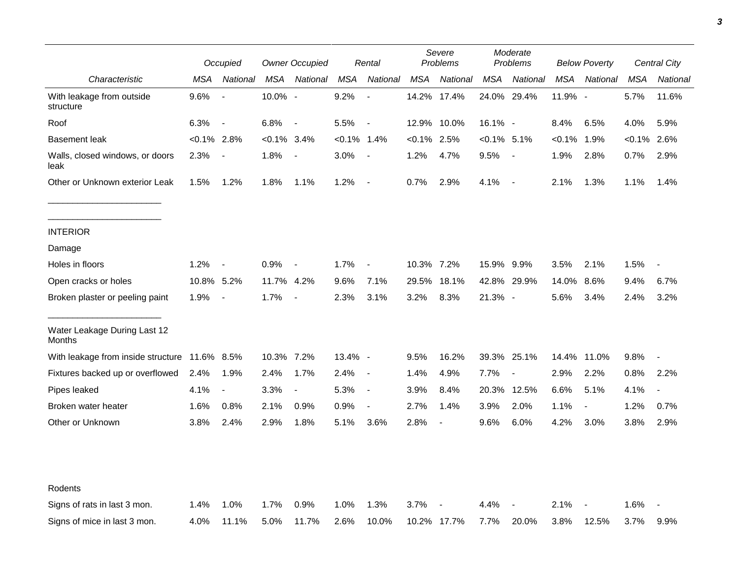| Characteristic | Occupied | | Owner Occupied | | Rental | | Severe Problems | | Moderate Problems | | Below Poverty | | Central City | |
|---|---|---|---|---|---|---|---|---|---|---|---|---|---|---|
| | MSA | National | MSA | National | MSA | National | MSA | National | MSA | National | MSA | National | MSA | National |
| With leakage from outside structure | 9.6% | - | 10.0% | - | 9.2% | - | 14.2% | 17.4% | 24.0% | 29.4% | 11.9% | - | 5.7% | 11.6% |
| Roof | 6.3% | - | 6.8% | - | 5.5% | - | 12.9% | 10.0% | 16.1% | - | 8.4% | 6.5% | 4.0% | 5.9% |
| Basement leak | <0.1% | 2.8% | <0.1% | 3.4% | <0.1% | 1.4% | <0.1% | 2.5% | <0.1% | 5.1% | <0.1% | 1.9% | <0.1% | 2.6% |
| Walls, closed windows, or doors leak | 2.3% | - | 1.8% | - | 3.0% | - | 1.2% | 4.7% | 9.5% | - | 1.9% | 2.8% | 0.7% | 2.9% |
| Other or Unknown exterior Leak | 1.5% | 1.2% | 1.8% | 1.1% | 1.2% | - | 0.7% | 2.9% | 4.1% | - | 2.1% | 1.3% | 1.1% | 1.4% |
| INTERIOR | | | | | | | | | | | | | | |
| Damage | | | | | | | | | | | | | | |
| Holes in floors | 1.2% | - | 0.9% | - | 1.7% | - | 10.3% | 7.2% | 15.9% | 9.9% | 3.5% | 2.1% | 1.5% | - |
| Open cracks or holes | 10.8% | 5.2% | 11.7% | 4.2% | 9.6% | 7.1% | 29.5% | 18.1% | 42.8% | 29.9% | 14.0% | 8.6% | 9.4% | 6.7% |
| Broken plaster or peeling paint | 1.9% | - | 1.7% | - | 2.3% | 3.1% | 3.2% | 8.3% | 21.3% | - | 5.6% | 3.4% | 2.4% | 3.2% |
| Water Leakage During Last 12 Months | | | | | | | | | | | | | | |
| With leakage from inside structure | 11.6% | 8.5% | 10.3% | 7.2% | 13.4% | - | 9.5% | 16.2% | 39.3% | 25.1% | 14.4% | 11.0% | 9.8% | - |
| Fixtures backed up or overflowed | 2.4% | 1.9% | 2.4% | 1.7% | 2.4% | - | 1.4% | 4.9% | 7.7% | - | 2.9% | 2.2% | 0.8% | 2.2% |
| Pipes leaked | 4.1% | - | 3.3% | - | 5.3% | - | 3.9% | 8.4% | 20.3% | 12.5% | 6.6% | 5.1% | 4.1% | - |
| Broken water heater | 1.6% | 0.8% | 2.1% | 0.9% | 0.9% | - | 2.7% | 1.4% | 3.9% | 2.0% | 1.1% | - | 1.2% | 0.7% |
| Other or Unknown | 3.8% | 2.4% | 2.9% | 1.8% | 5.1% | 3.6% | 2.8% | - | 9.6% | 6.0% | 4.2% | 3.0% | 3.8% | 2.9% |
| Rodents | | | | | | | | | | | | | | |
| Signs of rats in last 3 mon. | 1.4% | 1.0% | 1.7% | 0.9% | 1.0% | 1.3% | 3.7% | - | 4.4% | - | 2.1% | - | 1.6% | - |
| Signs of mice in last 3 mon. | 4.0% | 11.1% | 5.0% | 11.7% | 2.6% | 10.0% | 10.2% | 17.7% | 7.7% | 20.0% | 3.8% | 12.5% | 3.7% | 9.9% |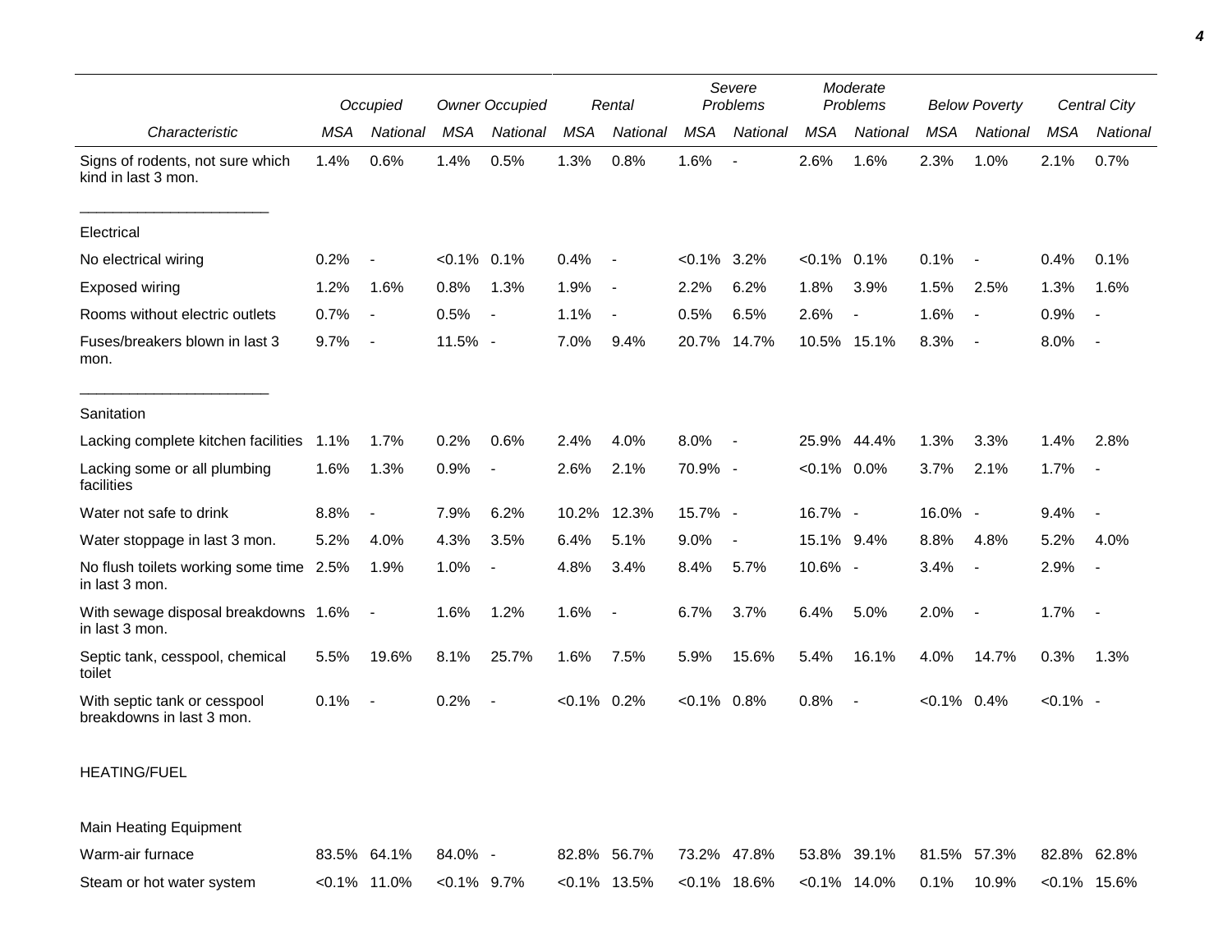| | Occupied | | Owner Occupied | | Rental | | Severe Problems | | Moderate Problems | | Below Poverty | | Central City | |
|---|---|---|---|---|---|---|---|---|---|---|---|---|---|---|
| *Characteristic* | *MSA* | *National* | *MSA* | *National* | *MSA* | *National* | *MSA* | *National* | *MSA* | *National* | *MSA* | *National* | *MSA* | *National* |
| Signs of rodents, not sure which kind in last 3 mon. | 1.4% | 0.6% | 1.4% | 0.5% | 1.3% | 0.8% | 1.6% | - | 2.6% | 1.6% | 2.3% | 1.0% | 2.1% | 0.7% |
| Electrical | | | | | | | | | | | | | | |
| No electrical wiring | 0.2% | - | <0.1% | 0.1% | 0.4% | - | <0.1% | 3.2% | <0.1% | 0.1% | 0.1% | - | 0.4% | 0.1% |
| Exposed wiring | 1.2% | 1.6% | 0.8% | 1.3% | 1.9% | - | 2.2% | 6.2% | 1.8% | 3.9% | 1.5% | 2.5% | 1.3% | 1.6% |
| Rooms without electric outlets | 0.7% | - | 0.5% | - | 1.1% | - | 0.5% | 6.5% | 2.6% | - | 1.6% | - | 0.9% | - |
| Fuses/breakers blown in last 3 mon. | 9.7% | - | 11.5% | - | 7.0% | 9.4% | 20.7% | 14.7% | 10.5% | 15.1% | 8.3% | - | 8.0% | - |
| Sanitation | | | | | | | | | | | | | | |
| Lacking complete kitchen facilities | 1.1% | 1.7% | 0.2% | 0.6% | 2.4% | 4.0% | 8.0% | - | 25.9% | 44.4% | 1.3% | 3.3% | 1.4% | 2.8% |
| Lacking some or all plumbing facilities | 1.6% | 1.3% | 0.9% | - | 2.6% | 2.1% | 70.9% | - | <0.1% | 0.0% | 3.7% | 2.1% | 1.7% | - |
| Water not safe to drink | 8.8% | - | 7.9% | 6.2% | 10.2% | 12.3% | 15.7% | - | 16.7% | - | 16.0% | - | 9.4% | - |
| Water stoppage in last 3 mon. | 5.2% | 4.0% | 4.3% | 3.5% | 6.4% | 5.1% | 9.0% | - | 15.1% | 9.4% | 8.8% | 4.8% | 5.2% | 4.0% |
| No flush toilets working some time in last 3 mon. | 2.5% | 1.9% | 1.0% | - | 4.8% | 3.4% | 8.4% | 5.7% | 10.6% | - | 3.4% | - | 2.9% | - |
| With sewage disposal breakdowns in last 3 mon. | 1.6% | - | 1.6% | 1.2% | 1.6% | - | 6.7% | 3.7% | 6.4% | 5.0% | 2.0% | - | 1.7% | - |
| Septic tank, cesspool, chemical toilet | 5.5% | 19.6% | 8.1% | 25.7% | 1.6% | 7.5% | 5.9% | 15.6% | 5.4% | 16.1% | 4.0% | 14.7% | 0.3% | 1.3% |
| With septic tank or cesspool breakdowns in last 3 mon. | 0.1% | - | 0.2% | - | <0.1% | 0.2% | <0.1% | 0.8% | 0.8% | - | <0.1% | 0.4% | <0.1% | - |
| HEATING/FUEL | | | | | | | | | | | | | | |
| Main Heating Equipment | | | | | | | | | | | | | | |
| Warm-air furnace | 83.5% | 64.1% | 84.0% | - | 82.8% | 56.7% | 73.2% | 47.8% | 53.8% | 39.1% | 81.5% | 57.3% | 82.8% | 62.8% |
| Steam or hot water system | <0.1% | 11.0% | <0.1% | 9.7% | <0.1% | 13.5% | <0.1% | 18.6% | <0.1% | 14.0% | 0.1% | 10.9% | <0.1% | 15.6% |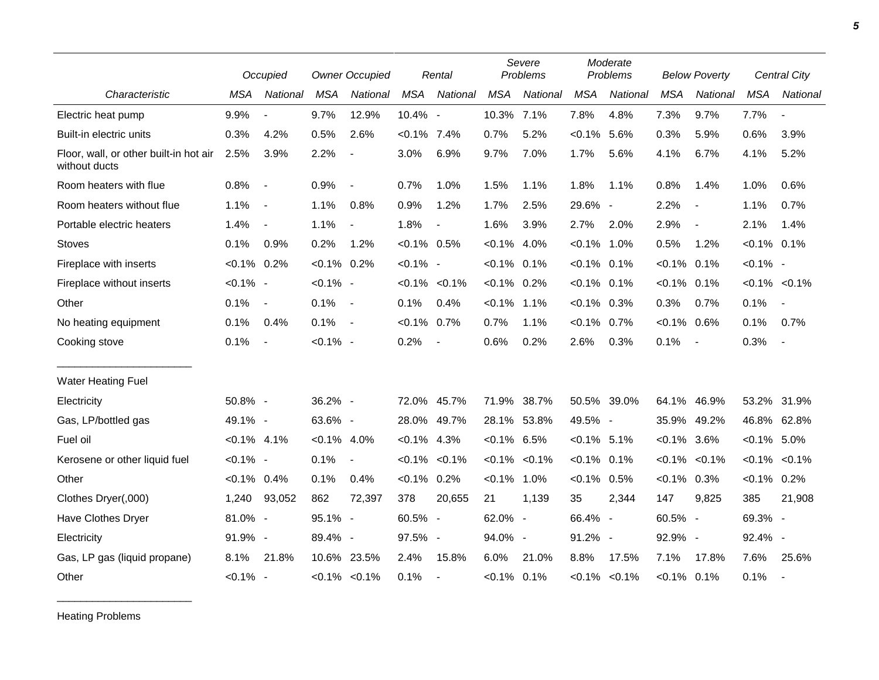| Characteristic | Occupied | | Owner Occupied | | Rental | | Severe Problems | | Moderate Problems | | Below Poverty | | Central City | |
|---|---|---|---|---|---|---|---|---|---|---|---|---|---|---|
| | MSA | National | MSA | National | MSA | National | MSA | National | MSA | National | MSA | National | MSA | National |
| Electric heat pump | 9.9% | - | 9.7% | 12.9% | 10.4% | - | 10.3% | 7.1% | 7.8% | 4.8% | 7.3% | 9.7% | 7.7% | - |
| Built-in electric units | 0.3% | 4.2% | 0.5% | 2.6% | <0.1% | 7.4% | 0.7% | 5.2% | <0.1% | 5.6% | 0.3% | 5.9% | 0.6% | 3.9% |
| Floor, wall, or other built-in hot air without ducts | 2.5% | 3.9% | 2.2% | - | 3.0% | 6.9% | 9.7% | 7.0% | 1.7% | 5.6% | 4.1% | 6.7% | 4.1% | 5.2% |
| Room heaters with flue | 0.8% | - | 0.9% | - | 0.7% | 1.0% | 1.5% | 1.1% | 1.8% | 1.1% | 0.8% | 1.4% | 1.0% | 0.6% |
| Room heaters without flue | 1.1% | - | 1.1% | 0.8% | 0.9% | 1.2% | 1.7% | 2.5% | 29.6% | - | 2.2% | - | 1.1% | 0.7% |
| Portable electric heaters | 1.4% | - | 1.1% | - | 1.8% | - | 1.6% | 3.9% | 2.7% | 2.0% | 2.9% | - | 2.1% | 1.4% |
| Stoves | 0.1% | 0.9% | 0.2% | 1.2% | <0.1% | 0.5% | <0.1% | 4.0% | <0.1% | 1.0% | 0.5% | 1.2% | <0.1% | 0.1% |
| Fireplace with inserts | <0.1% | 0.2% | <0.1% | 0.2% | <0.1% | - | <0.1% | 0.1% | <0.1% | 0.1% | <0.1% | 0.1% | <0.1% | - |
| Fireplace without inserts | <0.1% | - | <0.1% | - | <0.1% | <0.1% | <0.1% | 0.2% | <0.1% | 0.1% | <0.1% | 0.1% | <0.1% | <0.1% |
| Other | 0.1% | - | 0.1% | - | 0.1% | 0.4% | <0.1% | 1.1% | <0.1% | 0.3% | 0.3% | 0.7% | 0.1% | - |
| No heating equipment | 0.1% | 0.4% | 0.1% | - | <0.1% | 0.7% | 0.7% | 1.1% | <0.1% | 0.7% | <0.1% | 0.6% | 0.1% | 0.7% |
| Cooking stove | 0.1% | - | <0.1% | - | 0.2% | - | 0.6% | 0.2% | 2.6% | 0.3% | 0.1% | - | 0.3% | - |
| Water Heating Fuel | | | | | | | | | | | | | | |
| Electricity | 50.8% | - | 36.2% | - | 72.0% | 45.7% | 71.9% | 38.7% | 50.5% | 39.0% | 64.1% | 46.9% | 53.2% | 31.9% |
| Gas, LP/bottled gas | 49.1% | - | 63.6% | - | 28.0% | 49.7% | 28.1% | 53.8% | 49.5% | - | 35.9% | 49.2% | 46.8% | 62.8% |
| Fuel oil | <0.1% | 4.1% | <0.1% | 4.0% | <0.1% | 4.3% | <0.1% | 6.5% | <0.1% | 5.1% | <0.1% | 3.6% | <0.1% | 5.0% |
| Kerosene or other liquid fuel | <0.1% | - | 0.1% | - | <0.1% | <0.1% | <0.1% | <0.1% | <0.1% | 0.1% | <0.1% | <0.1% | <0.1% | <0.1% |
| Other | <0.1% | 0.4% | 0.1% | 0.4% | <0.1% | 0.2% | <0.1% | 1.0% | <0.1% | 0.5% | <0.1% | 0.3% | <0.1% | 0.2% |
| Clothes Dryer(,000) | 1,240 | 93,052 | 862 | 72,397 | 378 | 20,655 | 21 | 1,139 | 35 | 2,344 | 147 | 9,825 | 385 | 21,908 |
| Have Clothes Dryer | 81.0% | - | 95.1% | - | 60.5% | - | 62.0% | - | 66.4% | - | 60.5% | - | 69.3% | - |
| Electricity | 91.9% | - | 89.4% | - | 97.5% | - | 94.0% | - | 91.2% | - | 92.9% | - | 92.4% | - |
| Gas, LP gas (liquid propane) | 8.1% | 21.8% | 10.6% | 23.5% | 2.4% | 15.8% | 6.0% | 21.0% | 8.8% | 17.5% | 7.1% | 17.8% | 7.6% | 25.6% |
| Other | <0.1% | - | <0.1% | <0.1% | 0.1% | - | <0.1% | 0.1% | <0.1% | <0.1% | <0.1% | 0.1% | 0.1% | - |

Heating Problems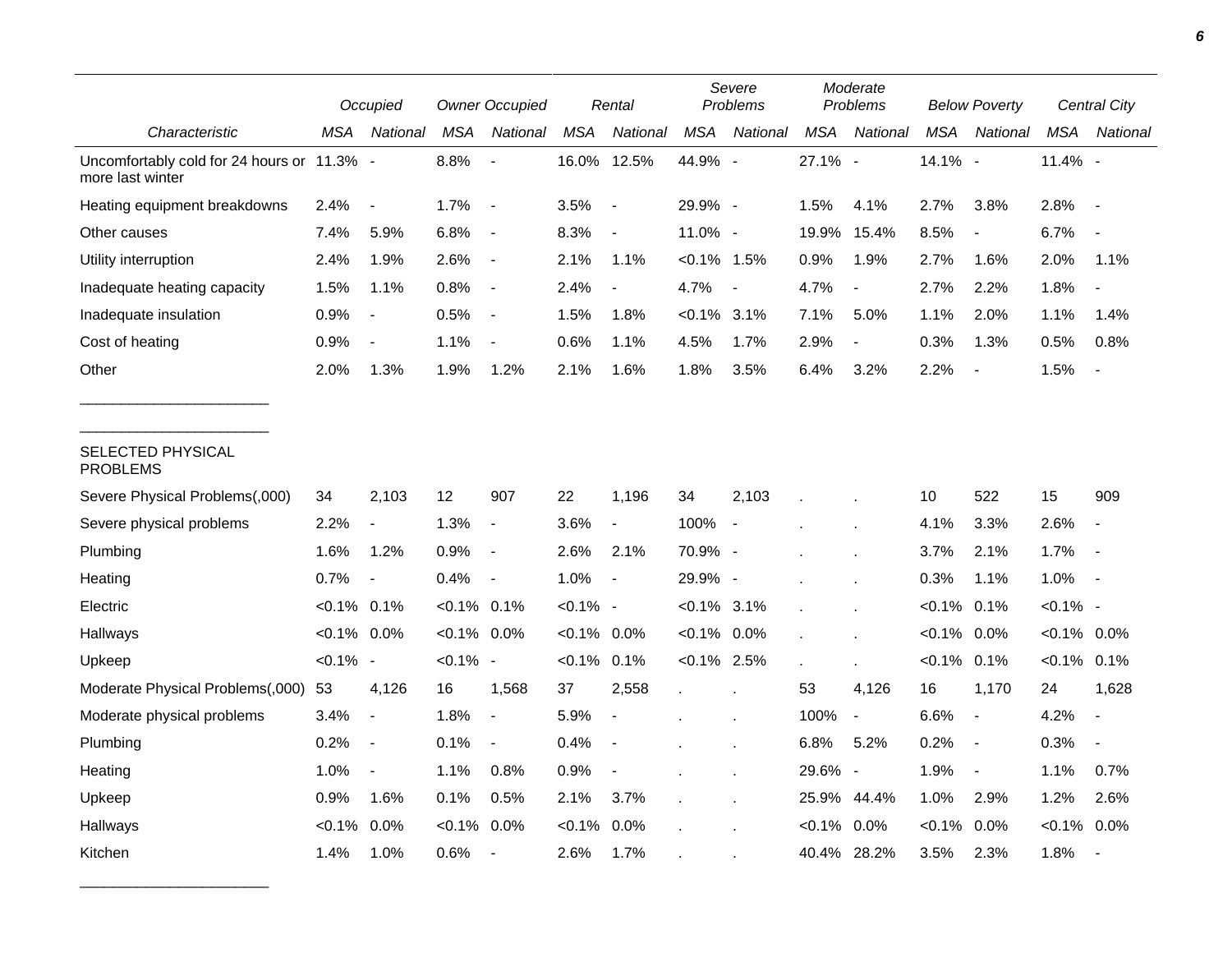| Characteristic | Occupied | | Owner Occupied | | Rental | | Severe Problems | | Moderate Problems | | Below Poverty | | Central City | |
|---|---|---|---|---|---|---|---|---|---|---|---|---|---|---|
| | MSA | National | MSA | National | MSA | National | MSA | National | MSA | National | MSA | National | MSA | National |
| Uncomfortably cold for 24 hours or more last winter | 11.3% | - | 8.8% | - | 16.0% | 12.5% | 44.9% | - | 27.1% | - | 14.1% | - | 11.4% | - |
| Heating equipment breakdowns | 2.4% | - | 1.7% | - | 3.5% | - | 29.9% | - | 1.5% | 4.1% | 2.7% | 3.8% | 2.8% | - |
| Other causes | 7.4% | 5.9% | 6.8% | - | 8.3% | - | 11.0% | - | 19.9% | 15.4% | 8.5% | - | 6.7% | - |
| Utility interruption | 2.4% | 1.9% | 2.6% | - | 2.1% | 1.1% | <0.1% | 1.5% | 0.9% | 1.9% | 2.7% | 1.6% | 2.0% | 1.1% |
| Inadequate heating capacity | 1.5% | 1.1% | 0.8% | - | 2.4% | - | 4.7% | - | 4.7% | - | 2.7% | 2.2% | 1.8% | - |
| Inadequate insulation | 0.9% | - | 0.5% | - | 1.5% | 1.8% | <0.1% | 3.1% | 7.1% | 5.0% | 1.1% | 2.0% | 1.1% | 1.4% |
| Cost of heating | 0.9% | - | 1.1% | - | 0.6% | 1.1% | 4.5% | 1.7% | 2.9% | - | 0.3% | 1.3% | 0.5% | 0.8% |
| Other | 2.0% | 1.3% | 1.9% | 1.2% | 2.1% | 1.6% | 1.8% | 3.5% | 6.4% | 3.2% | 2.2% | - | 1.5% | - |
| SELECTED PHYSICAL PROBLEMS | | | | | | | | | | | | | | |
| Severe Physical Problems(,000) | 34 | 2,103 | 12 | 907 | 22 | 1,196 | 34 | 2,103 | . | . | 10 | 522 | 15 | 909 |
| Severe physical problems | 2.2% | - | 1.3% | - | 3.6% | - | 100% | - | . | . | 4.1% | 3.3% | 2.6% | - |
| Plumbing | 1.6% | 1.2% | 0.9% | - | 2.6% | 2.1% | 70.9% | - | . | . | 3.7% | 2.1% | 1.7% | - |
| Heating | 0.7% | - | 0.4% | - | 1.0% | - | 29.9% | - | . | . | 0.3% | 1.1% | 1.0% | - |
| Electric | <0.1% | 0.1% | <0.1% | 0.1% | <0.1% | - | <0.1% | 3.1% | . | . | <0.1% | 0.1% | <0.1% | - |
| Hallways | <0.1% | 0.0% | <0.1% | 0.0% | <0.1% | 0.0% | <0.1% | 0.0% | . | . | <0.1% | 0.0% | <0.1% | 0.0% |
| Upkeep | <0.1% | - | <0.1% | - | <0.1% | 0.1% | <0.1% | 2.5% | . | . | <0.1% | 0.1% | <0.1% | 0.1% |
| Moderate Physical Problems(,000) | 53 | 4,126 | 16 | 1,568 | 37 | 2,558 | . | . | 53 | 4,126 | 16 | 1,170 | 24 | 1,628 |
| Moderate physical problems | 3.4% | - | 1.8% | - | 5.9% | - | . | . | 100% | - | 6.6% | - | 4.2% | - |
| Plumbing | 0.2% | - | 0.1% | - | 0.4% | - | . | . | 6.8% | 5.2% | 0.2% | - | 0.3% | - |
| Heating | 1.0% | - | 1.1% | 0.8% | 0.9% | - | . | . | 29.6% | - | 1.9% | - | 1.1% | 0.7% |
| Upkeep | 0.9% | 1.6% | 0.1% | 0.5% | 2.1% | 3.7% | . | . | 25.9% | 44.4% | 1.0% | 2.9% | 1.2% | 2.6% |
| Hallways | <0.1% | 0.0% | <0.1% | 0.0% | <0.1% | 0.0% | . | . | <0.1% | 0.0% | <0.1% | 0.0% | <0.1% | 0.0% |
| Kitchen | 1.4% | 1.0% | 0.6% | - | 2.6% | 1.7% | . | . | 40.4% | 28.2% | 3.5% | 2.3% | 1.8% | - |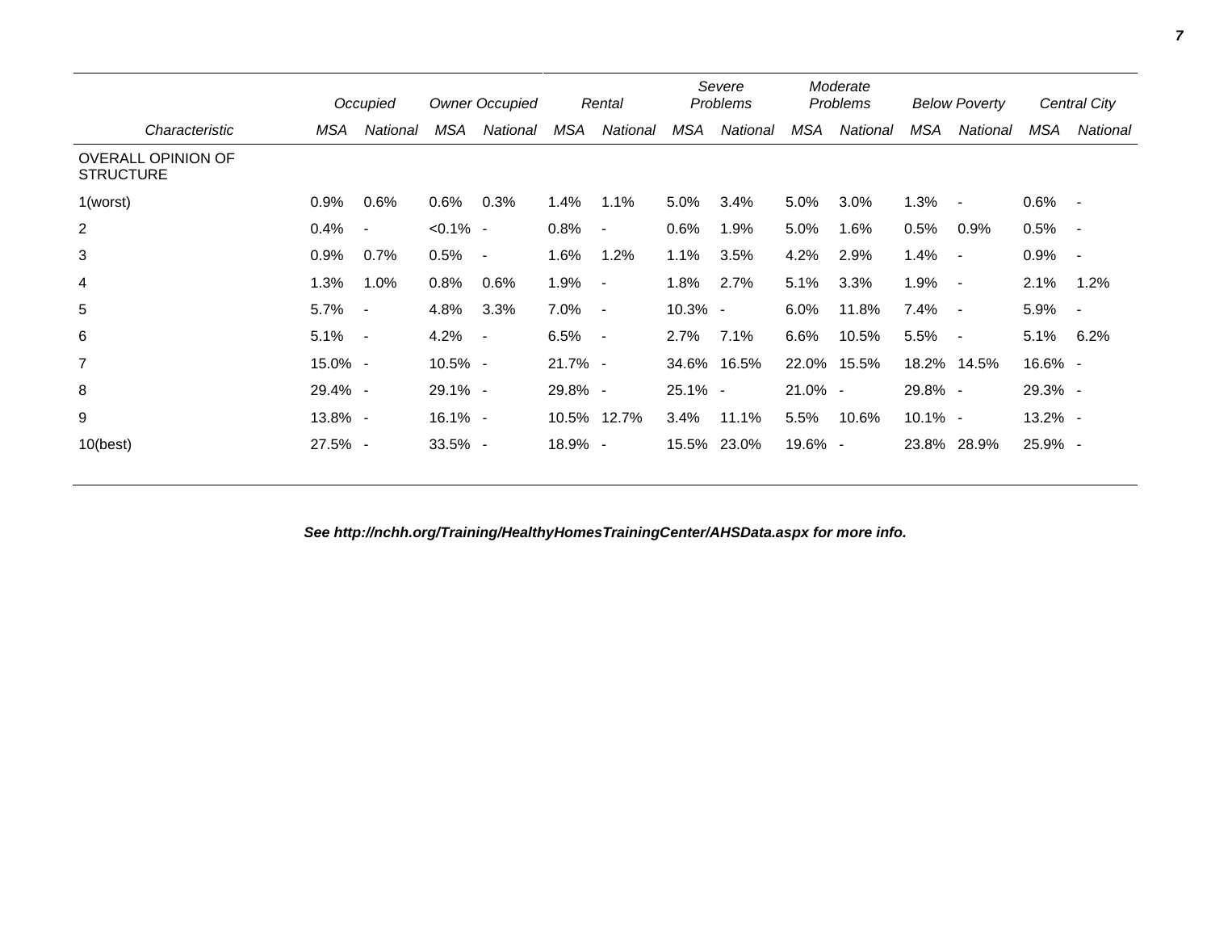| | Occupied | | Owner Occupied | | Rental | | Severe Problems | | Moderate Problems | | Below Poverty | | Central City | |
|---|---|---|---|---|---|---|---|---|---|---|---|---|---|---|
| *Characteristic* | *MSA* | *National* | *MSA* | *National* | *MSA* | *National* | *MSA* | *National* | *MSA* | *National* | *MSA* | *National* | *MSA* | *National* |
| OVERALL OPINION OF STRUCTURE | | | | | | | | | | | | | | |
| 1(worst) | 0.9% | 0.6% | 0.6% | 0.3% | 1.4% | 1.1% | 5.0% | 3.4% | 5.0% | 3.0% | 1.3% | - | 0.6% | - |
| 2 | 0.4% | - | <0.1% | - | 0.8% | - | 0.6% | 1.9% | 5.0% | 1.6% | 0.5% | 0.9% | 0.5% | - |
| 3 | 0.9% | 0.7% | 0.5% | - | 1.6% | 1.2% | 1.1% | 3.5% | 4.2% | 2.9% | 1.4% | - | 0.9% | - |
| 4 | 1.3% | 1.0% | 0.8% | 0.6% | 1.9% | - | 1.8% | 2.7% | 5.1% | 3.3% | 1.9% | - | 2.1% | 1.2% |
| 5 | 5.7% | - | 4.8% | 3.3% | 7.0% | - | 10.3% | - | 6.0% | 11.8% | 7.4% | - | 5.9% | - |
| 6 | 5.1% | - | 4.2% | - | 6.5% | - | 2.7% | 7.1% | 6.6% | 10.5% | 5.5% | - | 5.1% | 6.2% |
| 7 | 15.0% | - | 10.5% | - | 21.7% | - | 34.6% | 16.5% | 22.0% | 15.5% | 18.2% | 14.5% | 16.6% | - |
| 8 | 29.4% | - | 29.1% | - | 29.8% | - | 25.1% | - | 21.0% | - | 29.8% | - | 29.3% | - |
| 9 | 13.8% | - | 16.1% | - | 10.5% | 12.7% | 3.4% | 11.1% | 5.5% | 10.6% | 10.1% | - | 13.2% | - |
| 10(best) | 27.5% | - | 33.5% | - | 18.9% | - | 15.5% | 23.0% | 19.6% | - | 23.8% | 28.9% | 25.9% | - |

***See http://nchh.org/Training/HealthyHomesTrainingCenter/AHSData.aspx for more info.***